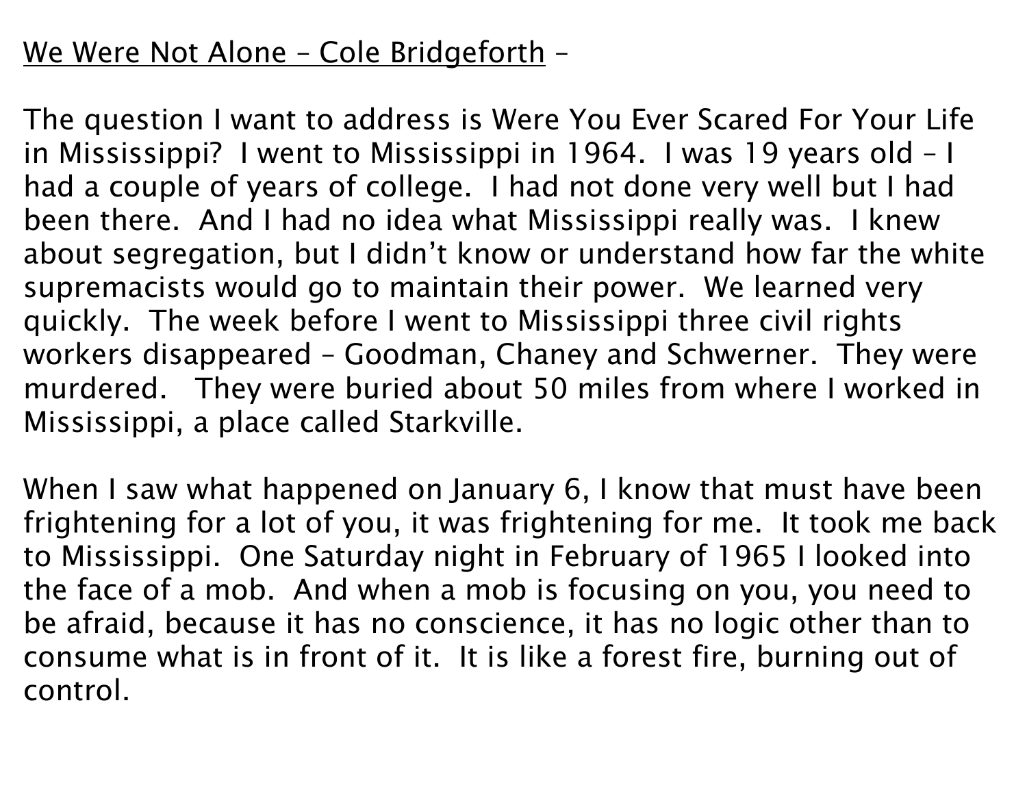<u>We Were Not Alone – Cole Bridgeforth</u> –

The question I want to address is Were You Ever Scared For Your Life in Mississippi? I went to Mississippi in 1964. I was 19 years old – I had a couple of years of college. I had not done very well but I had been there. And I had no idea what Mississippi really was. I knew about segregation, but I didn't know or understand how far the white supremacists would go to maintain their power. We learned very quickly. The week before I went to Mississippi three civil rights workers disappeared – Goodman, Chaney and Schwerner. They were murdered. They were buried about 50 miles from where I worked in Mississippi, a place called Starkville.

When I saw what happened on January 6, I know that must have been frightening for a lot of you, it was frightening for me. It took me back to Mississippi. One Saturday night in February of 1965 I looked into the face of a mob. And when a mob is focusing on you, you need to be afraid, because it has no conscience, it has no logic other than to consume what is in front of it. It is like a forest fire, burning out of control.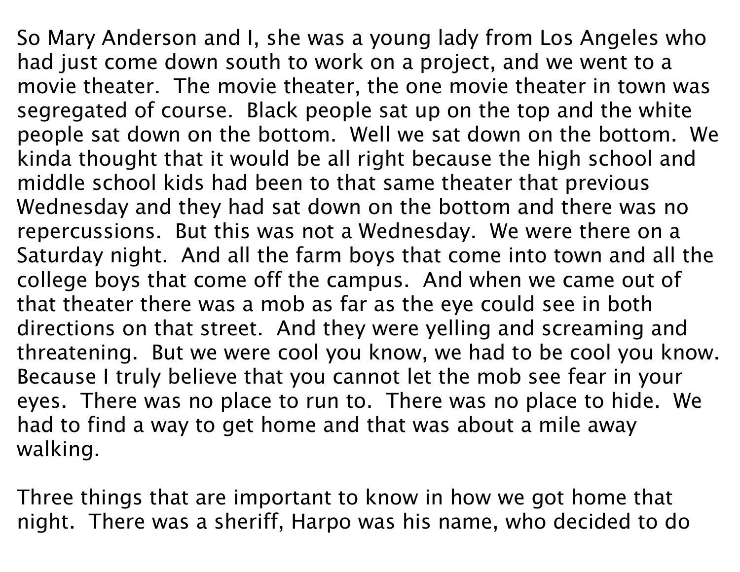So Mary Anderson and I, she was a young lady from Los Angeles who had just come down south to work on a project, and we went to a movie theater. The movie theater, the one movie theater in town was segregated of course. Black people sat up on the top and the white people sat down on the bottom. Well we sat down on the bottom. We kinda thought that it would be all right because the high school and middle school kids had been to that same theater that previous Wednesday and they had sat down on the bottom and there was no repercussions. But this was not a Wednesday. We were there on a Saturday night. And all the farm boys that come into town and all the college boys that come off the campus. And when we came out of that theater there was a mob as far as the eye could see in both directions on that street. And they were yelling and screaming and threatening. But we were cool you know, we had to be cool you know. Because I truly believe that you cannot let the mob see fear in your eyes. There was no place to run to. There was no place to hide. We had to find a way to get home and that was about a mile away walking.

Three things that are important to know in how we got home that night. There was a sheriff, Harpo was his name, who decided to do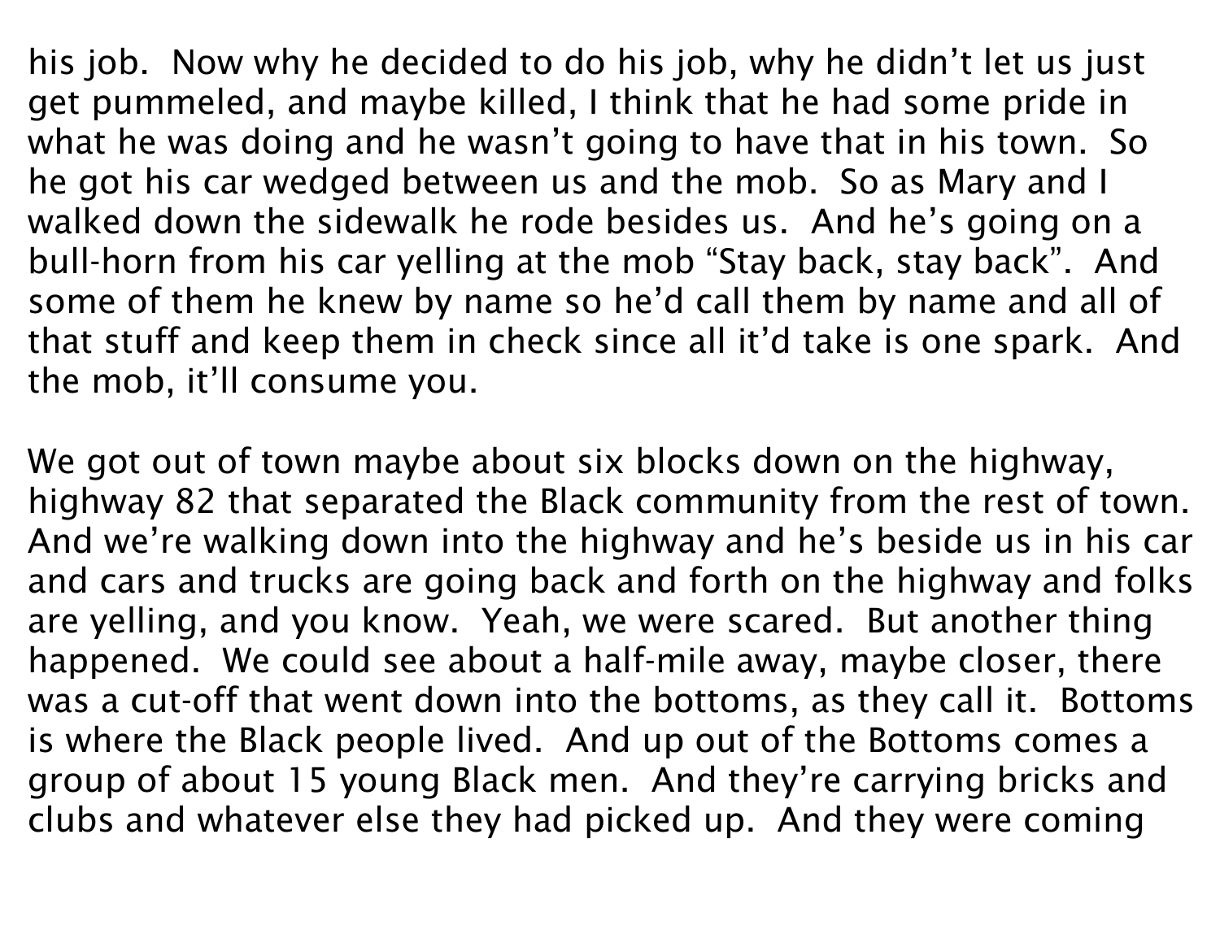his job. Now why he decided to do his job, why he didn't let us just get pummeled, and maybe killed, I think that he had some pride in what he was doing and he wasn't going to have that in his town. So he got his car wedged between us and the mob. So as Mary and I walked down the sidewalk he rode besides us. And he's going on a bull-horn from his car yelling at the mob "Stay back, stay back". And some of them he knew by name so he'd call them by name and all of that stuff and keep them in check since all it'd take is one spark. And the mob, it'll consume you.

We got out of town maybe about six blocks down on the highway, highway 82 that separated the Black community from the rest of town. And we're walking down into the highway and he's beside us in his car and cars and trucks are going back and forth on the highway and folks are yelling, and you know. Yeah, we were scared. But another thing happened. We could see about a half-mile away, maybe closer, there was a cut-off that went down into the bottoms, as they call it. Bottoms is where the Black people lived. And up out of the Bottoms comes a group of about 15 young Black men. And they're carrying bricks and clubs and whatever else they had picked up. And they were coming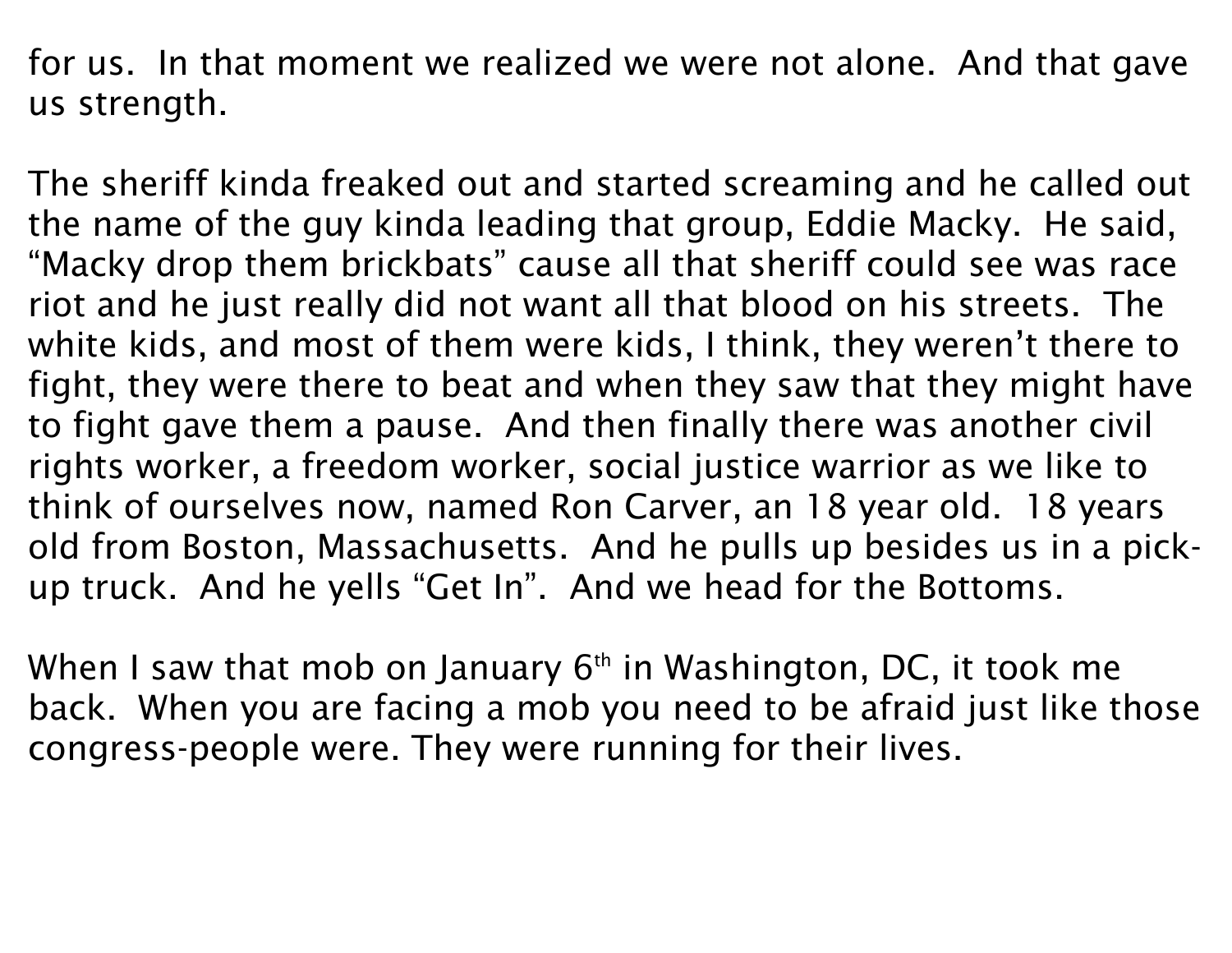for us. In that moment we realized we were not alone. And that gave us strength.

The sheriff kinda freaked out and started screaming and he called out the name of the guy kinda leading that group, Eddie Macky. He said, "Macky drop them brickbats" cause all that sheriff could see was race riot and he just really did not want all that blood on his streets. The white kids, and most of them were kids, I think, they weren't there to fight, they were there to beat and when they saw that they might have to fight gave them a pause. And then finally there was another civil rights worker, a freedom worker, social justice warrior as we like to think of ourselves now, named Ron Carver, an 18 year old. 18 years old from Boston, Massachusetts. And he pulls up besides us in a pick-up truck. And he yells "Get In". And we head for the Bottoms.

When I saw that mob on January 6th in Washington, DC, it took me back. When you are facing a mob you need to be afraid just like those congress-people were. They were running for their lives.